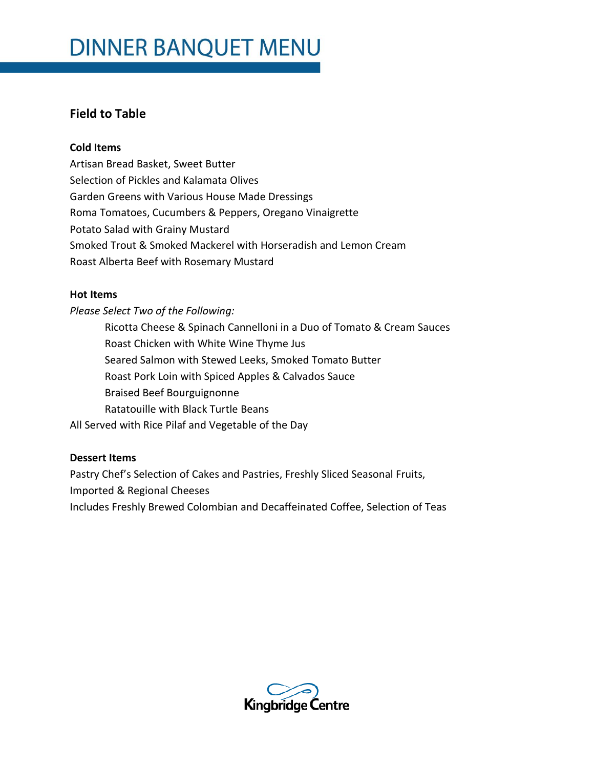# DINNER BANQUET MENU

## Field to Table

**Cold Items**

Artisan Bread Basket, Sweet Butter
Selection of Pickles and Kalamata Olives
Garden Greens with Various House Made Dressings
Roma Tomatoes, Cucumbers & Peppers, Oregano Vinaigrette
Potato Salad with Grainy Mustard
Smoked Trout & Smoked Mackerel with Horseradish and Lemon Cream
Roast Alberta Beef with Rosemary Mustard

**Hot Items**

*Please Select Two of the Following:*

- Ricotta Cheese & Spinach Cannelloni in a Duo of Tomato & Cream Sauces
- Roast Chicken with White Wine Thyme Jus
- Seared Salmon with Stewed Leeks, Smoked Tomato Butter
- Roast Pork Loin with Spiced Apples & Calvados Sauce
- Braised Beef Bourguignonne
- Ratatouille with Black Turtle Beans

All Served with Rice Pilaf and Vegetable of the Day

**Dessert Items**

Pastry Chef's Selection of Cakes and Pastries, Freshly Sliced Seasonal Fruits,
Imported & Regional Cheeses
Includes Freshly Brewed Colombian and Decaffeinated Coffee, Selection of Teas

Kingbridge Centre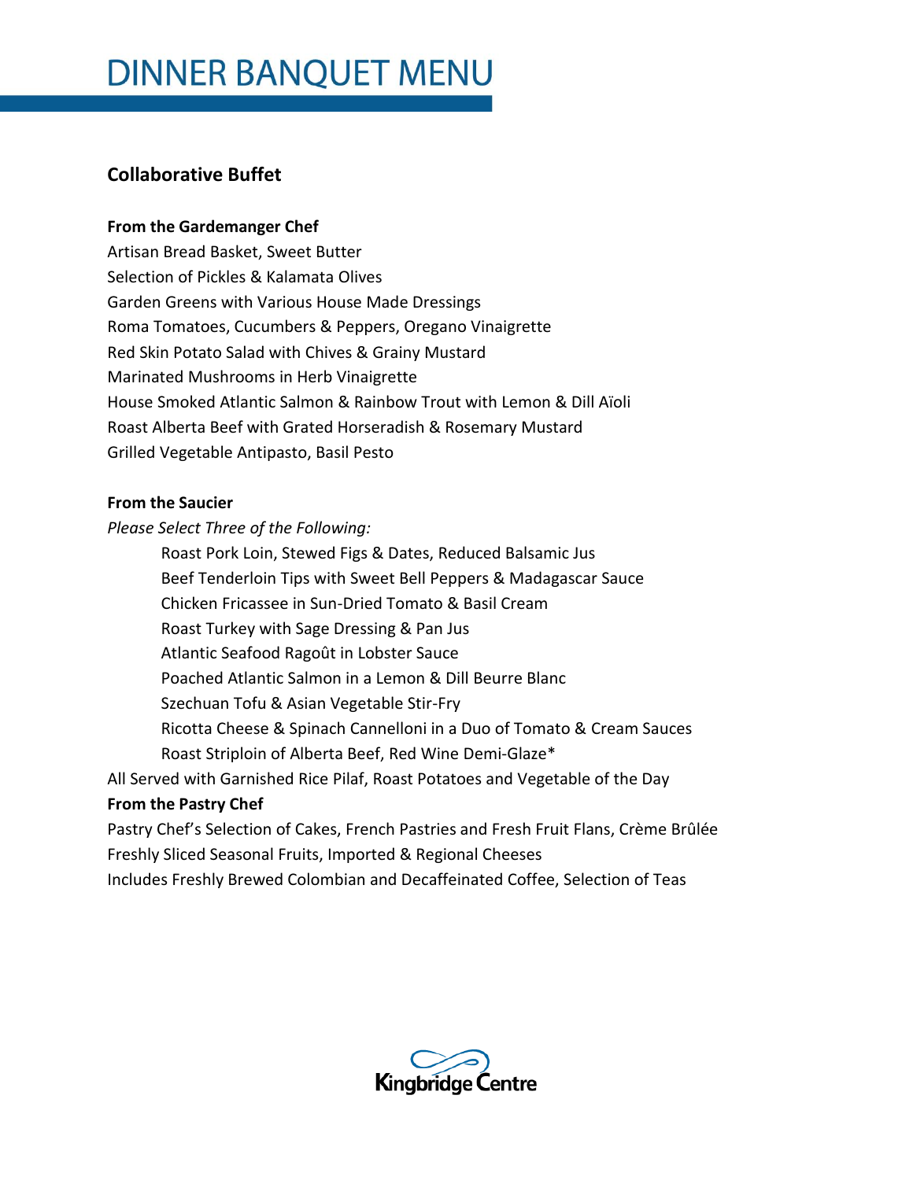# DINNER BANQUET MENU

## Collaborative Buffet

**From the Gardemanger Chef**

Artisan Bread Basket, Sweet Butter
Selection of Pickles & Kalamata Olives
Garden Greens with Various House Made Dressings
Roma Tomatoes, Cucumbers & Peppers, Oregano Vinaigrette
Red Skin Potato Salad with Chives & Grainy Mustard
Marinated Mushrooms in Herb Vinaigrette
House Smoked Atlantic Salmon & Rainbow Trout with Lemon & Dill Aïoli
Roast Alberta Beef with Grated Horseradish & Rosemary Mustard
Grilled Vegetable Antipasto, Basil Pesto

**From the Saucier**

*Please Select Three of the Following:*

- Roast Pork Loin, Stewed Figs & Dates, Reduced Balsamic Jus
- Beef Tenderloin Tips with Sweet Bell Peppers & Madagascar Sauce
- Chicken Fricassee in Sun-Dried Tomato & Basil Cream
- Roast Turkey with Sage Dressing & Pan Jus
- Atlantic Seafood Ragoût in Lobster Sauce
- Poached Atlantic Salmon in a Lemon & Dill Beurre Blanc
- Szechuan Tofu & Asian Vegetable Stir-Fry
- Ricotta Cheese & Spinach Cannelloni in a Duo of Tomato & Cream Sauces
- Roast Striploin of Alberta Beef, Red Wine Demi-Glaze*

All Served with Garnished Rice Pilaf, Roast Potatoes and Vegetable of the Day

**From the Pastry Chef**

Pastry Chef's Selection of Cakes, French Pastries and Fresh Fruit Flans, Crème Brûlée
Freshly Sliced Seasonal Fruits, Imported & Regional Cheeses
Includes Freshly Brewed Colombian and Decaffeinated Coffee, Selection of Teas

Kingbridge Centre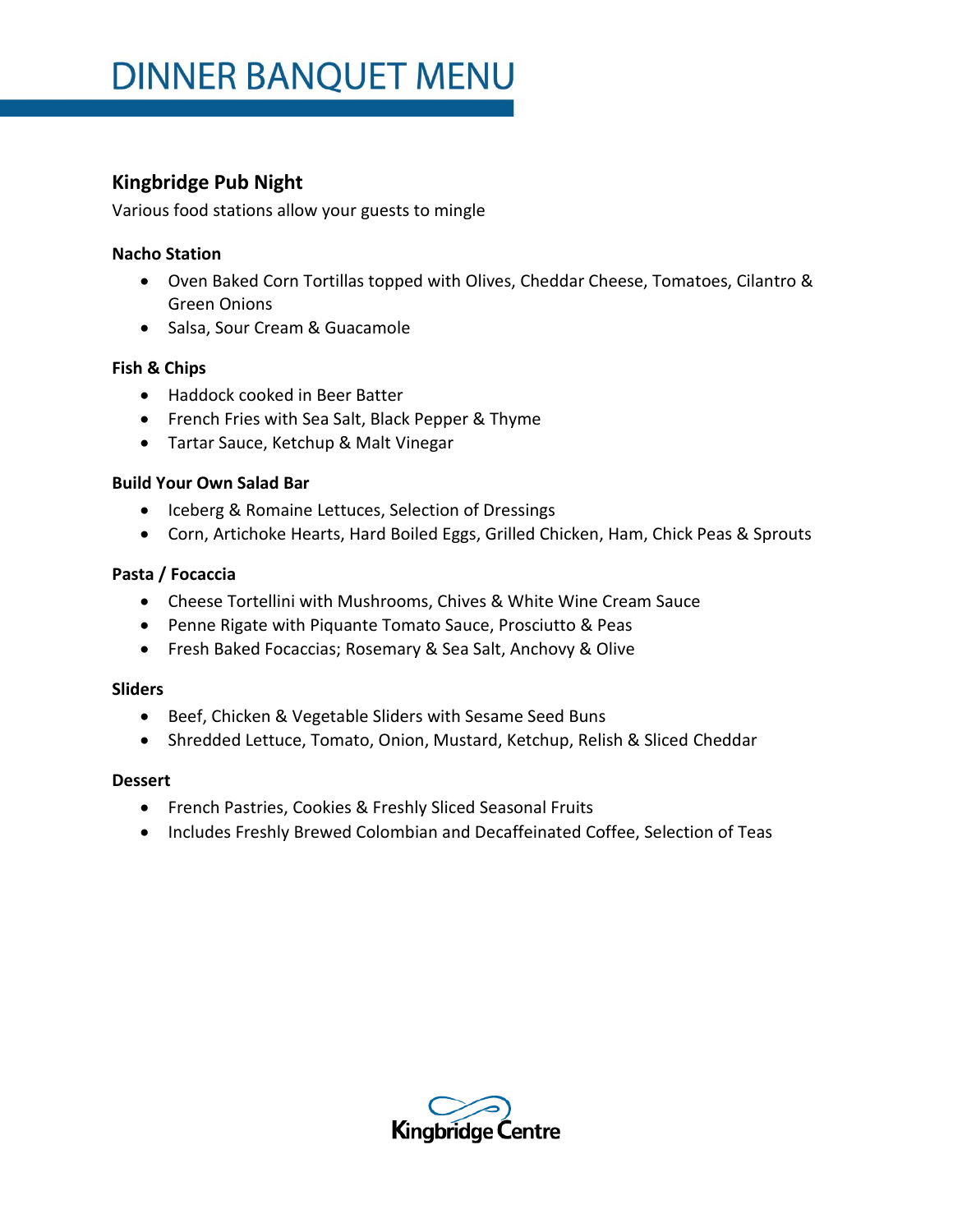# DINNER BANQUET MENU

## Kingbridge Pub Night

Various food stations allow your guests to mingle

**Nacho Station**

- Oven Baked Corn Tortillas topped with Olives, Cheddar Cheese, Tomatoes, Cilantro & Green Onions
- Salsa, Sour Cream & Guacamole

**Fish & Chips**

- Haddock cooked in Beer Batter
- French Fries with Sea Salt, Black Pepper & Thyme
- Tartar Sauce, Ketchup & Malt Vinegar

**Build Your Own Salad Bar**

- Iceberg & Romaine Lettuces, Selection of Dressings
- Corn, Artichoke Hearts, Hard Boiled Eggs, Grilled Chicken, Ham, Chick Peas & Sprouts

**Pasta / Focaccia**

- Cheese Tortellini with Mushrooms, Chives & White Wine Cream Sauce
- Penne Rigate with Piquante Tomato Sauce, Prosciutto & Peas
- Fresh Baked Focaccias; Rosemary & Sea Salt, Anchovy & Olive

**Sliders**

- Beef, Chicken & Vegetable Sliders with Sesame Seed Buns
- Shredded Lettuce, Tomato, Onion, Mustard, Ketchup, Relish & Sliced Cheddar

**Dessert**

- French Pastries, Cookies & Freshly Sliced Seasonal Fruits
- Includes Freshly Brewed Colombian and Decaffeinated Coffee, Selection of Teas

Kingbridge Centre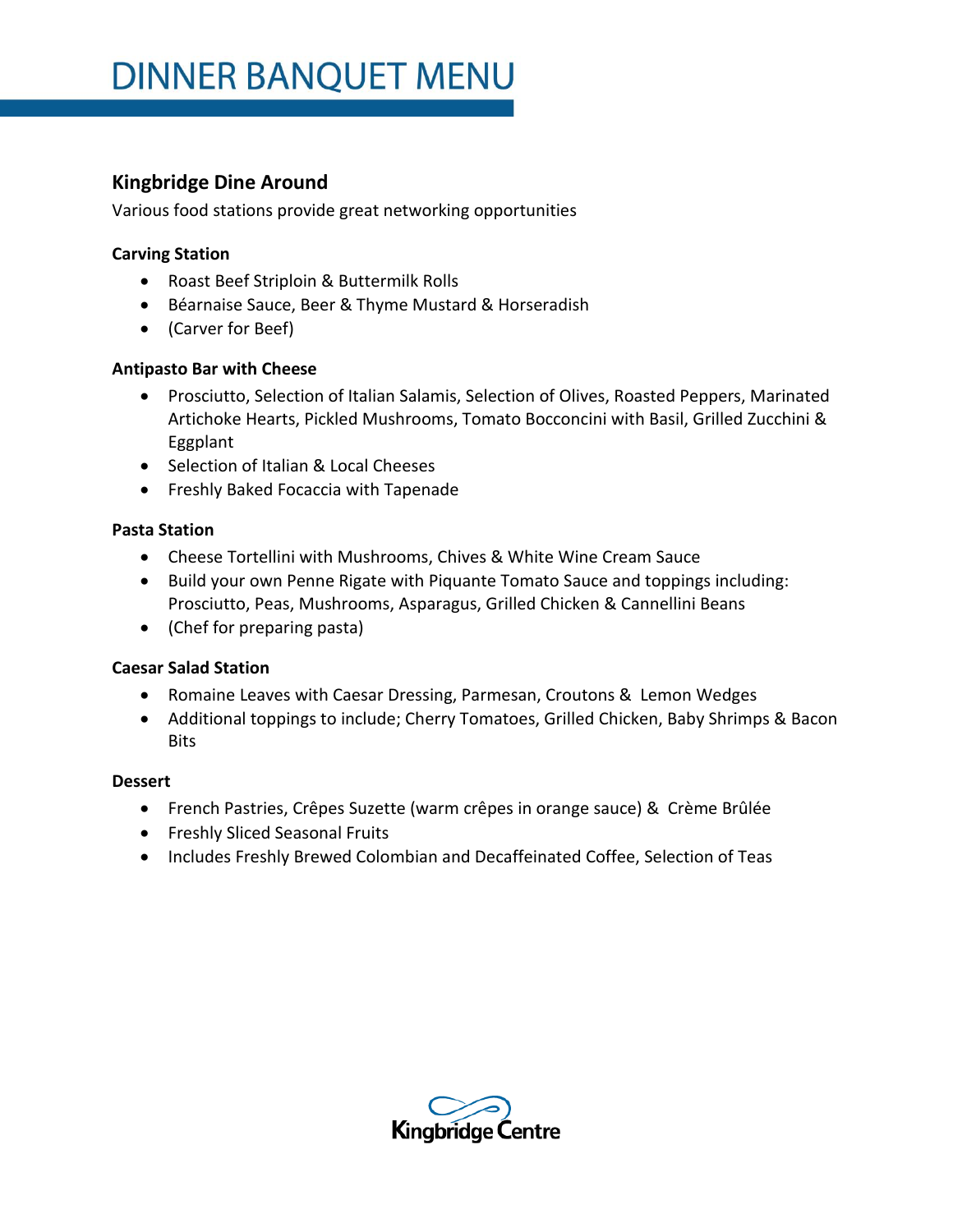# DINNER BANQUET MENU

## Kingbridge Dine Around

Various food stations provide great networking opportunities

### Carving Station

- Roast Beef Striploin & Buttermilk Rolls
- Béarnaise Sauce, Beer & Thyme Mustard & Horseradish
- (Carver for Beef)

### Antipasto Bar with Cheese

- Prosciutto, Selection of Italian Salamis, Selection of Olives, Roasted Peppers, Marinated Artichoke Hearts, Pickled Mushrooms, Tomato Bocconcini with Basil, Grilled Zucchini & Eggplant
- Selection of Italian & Local Cheeses
- Freshly Baked Focaccia with Tapenade

### Pasta Station

- Cheese Tortellini with Mushrooms, Chives & White Wine Cream Sauce
- Build your own Penne Rigate with Piquante Tomato Sauce and toppings including: Prosciutto, Peas, Mushrooms, Asparagus, Grilled Chicken & Cannellini Beans
- (Chef for preparing pasta)

### Caesar Salad Station

- Romaine Leaves with Caesar Dressing, Parmesan, Croutons & Lemon Wedges
- Additional toppings to include; Cherry Tomatoes, Grilled Chicken, Baby Shrimps & Bacon Bits

### Dessert

- French Pastries, Crêpes Suzette (warm crêpes in orange sauce) & Crème Brûlée
- Freshly Sliced Seasonal Fruits
- Includes Freshly Brewed Colombian and Decaffeinated Coffee, Selection of Teas

Kingbridge Centre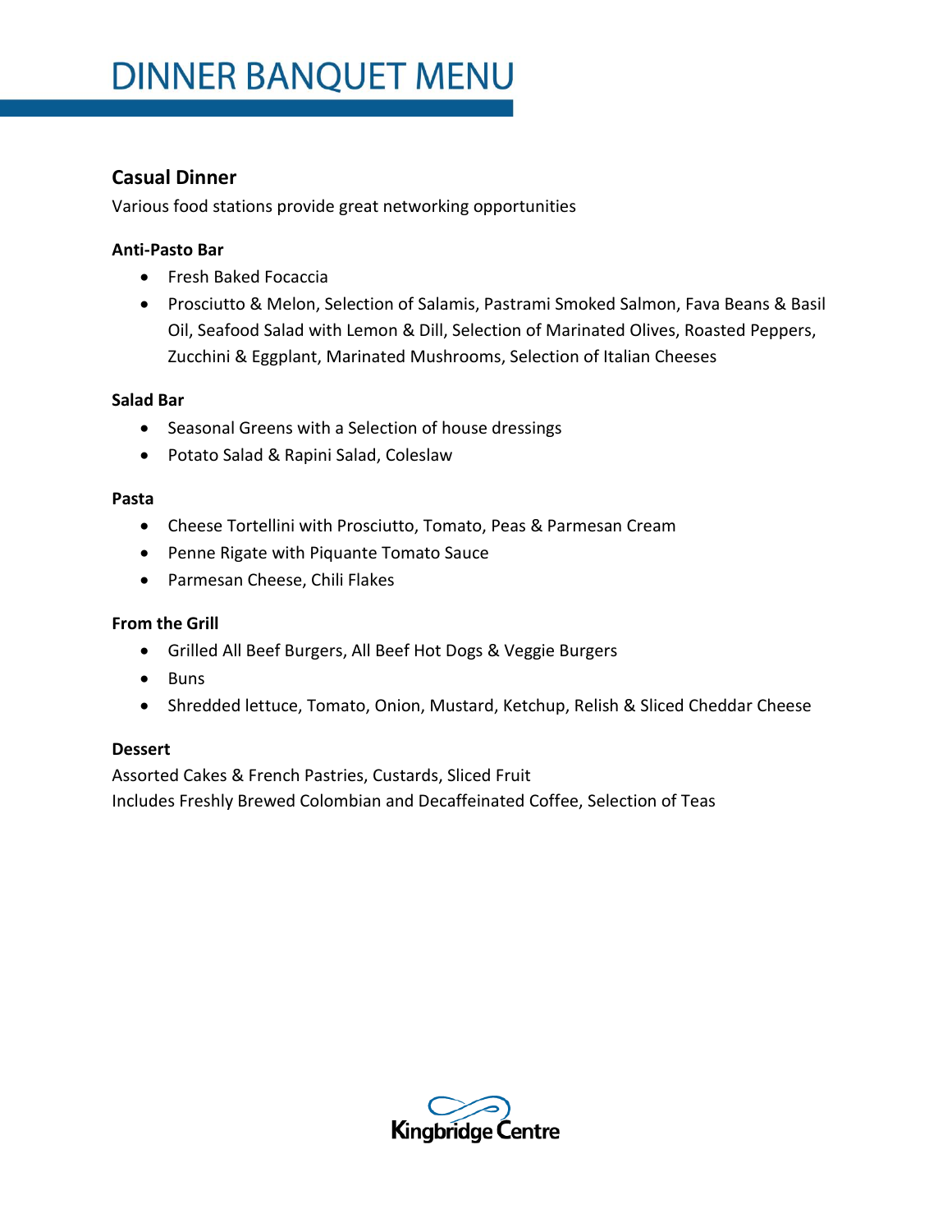# DINNER BANQUET MENU

## Casual Dinner

Various food stations provide great networking opportunities

**Anti-Pasto Bar**

- Fresh Baked Focaccia
- Prosciutto & Melon, Selection of Salamis, Pastrami Smoked Salmon, Fava Beans & Basil Oil, Seafood Salad with Lemon & Dill, Selection of Marinated Olives, Roasted Peppers, Zucchini & Eggplant, Marinated Mushrooms, Selection of Italian Cheeses

**Salad Bar**

- Seasonal Greens with a Selection of house dressings
- Potato Salad & Rapini Salad, Coleslaw

**Pasta**

- Cheese Tortellini with Prosciutto, Tomato, Peas & Parmesan Cream
- Penne Rigate with Piquante Tomato Sauce
- Parmesan Cheese, Chili Flakes

**From the Grill**

- Grilled All Beef Burgers, All Beef Hot Dogs & Veggie Burgers
- Buns
- Shredded lettuce, Tomato, Onion, Mustard, Ketchup, Relish & Sliced Cheddar Cheese

**Dessert**

Assorted Cakes & French Pastries, Custards, Sliced Fruit
Includes Freshly Brewed Colombian and Decaffeinated Coffee, Selection of Teas

Kingbridge Centre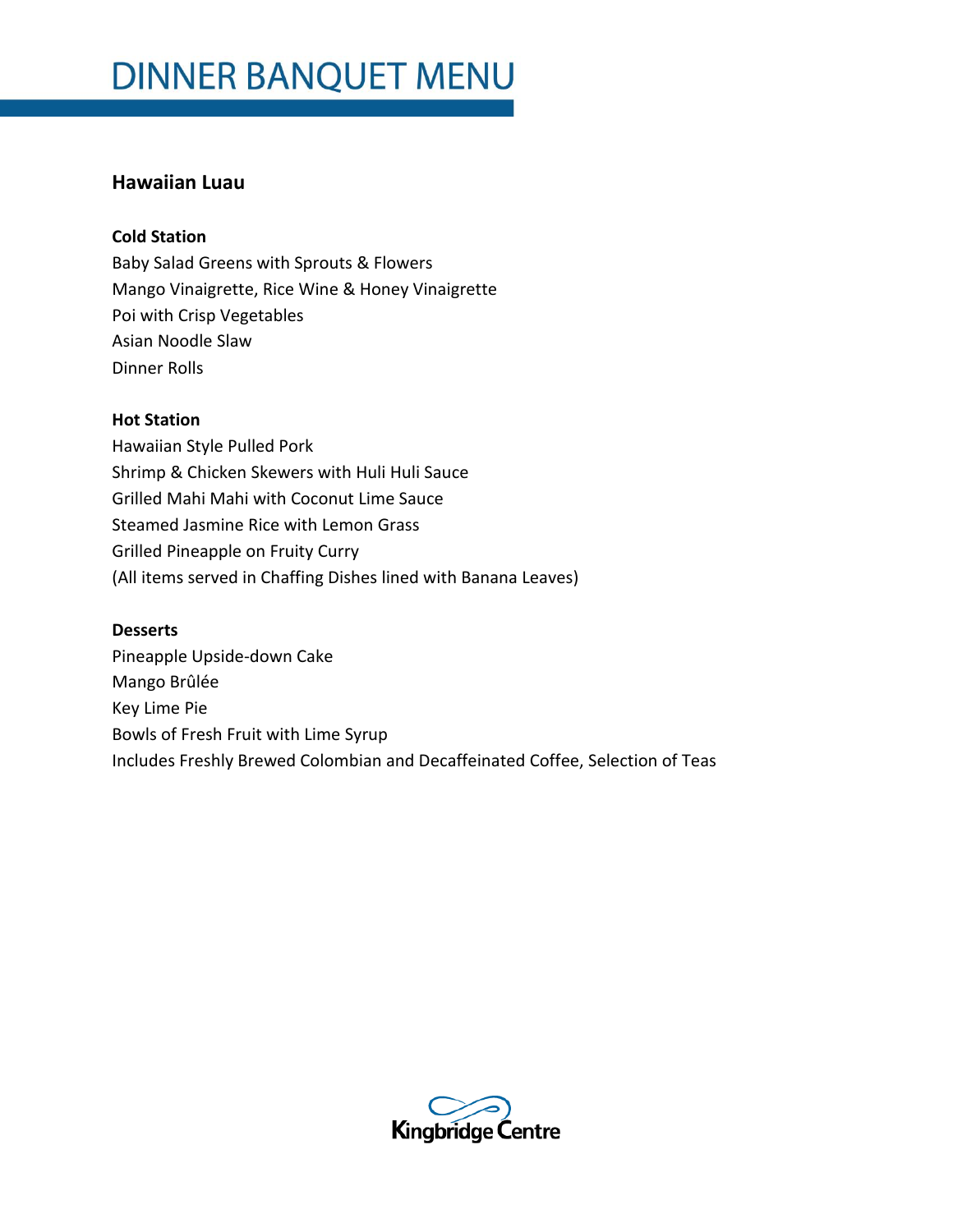# DINNER BANQUET MENU

## Hawaiian Luau

**Cold Station**

Baby Salad Greens with Sprouts & Flowers
Mango Vinaigrette, Rice Wine & Honey Vinaigrette
Poi with Crisp Vegetables
Asian Noodle Slaw
Dinner Rolls

**Hot Station**

Hawaiian Style Pulled Pork
Shrimp & Chicken Skewers with Huli Huli Sauce
Grilled Mahi Mahi with Coconut Lime Sauce
Steamed Jasmine Rice with Lemon Grass
Grilled Pineapple on Fruity Curry
(All items served in Chaffing Dishes lined with Banana Leaves)

**Desserts**

Pineapple Upside-down Cake
Mango Brûlée
Key Lime Pie
Bowls of Fresh Fruit with Lime Syrup
Includes Freshly Brewed Colombian and Decaffeinated Coffee, Selection of Teas

Kingbridge Centre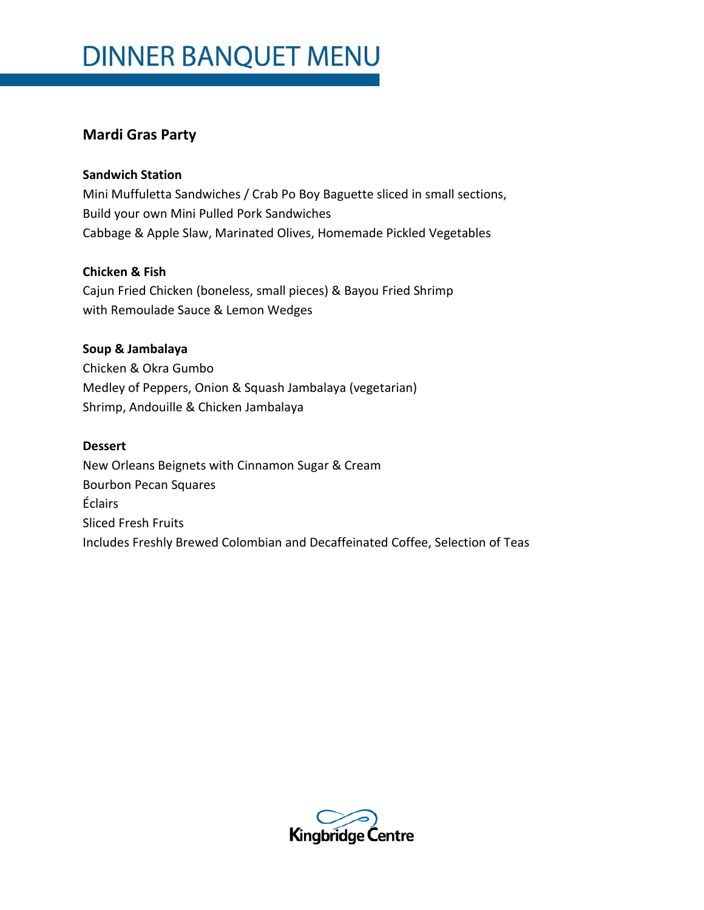# DINNER BANQUET MENU

## Mardi Gras Party

**Sandwich Station**

Mini Muffuletta Sandwiches / Crab Po Boy Baguette sliced in small sections,
Build your own Mini Pulled Pork Sandwiches
Cabbage & Apple Slaw, Marinated Olives, Homemade Pickled Vegetables

**Chicken & Fish**

Cajun Fried Chicken (boneless, small pieces) & Bayou Fried Shrimp
with Remoulade Sauce & Lemon Wedges

**Soup & Jambalaya**

Chicken & Okra Gumbo
Medley of Peppers, Onion & Squash Jambalaya (vegetarian)
Shrimp, Andouille & Chicken Jambalaya

**Dessert**

New Orleans Beignets with Cinnamon Sugar & Cream
Bourbon Pecan Squares
Éclairs
Sliced Fresh Fruits
Includes Freshly Brewed Colombian and Decaffeinated Coffee, Selection of Teas

Kingbridge Centre